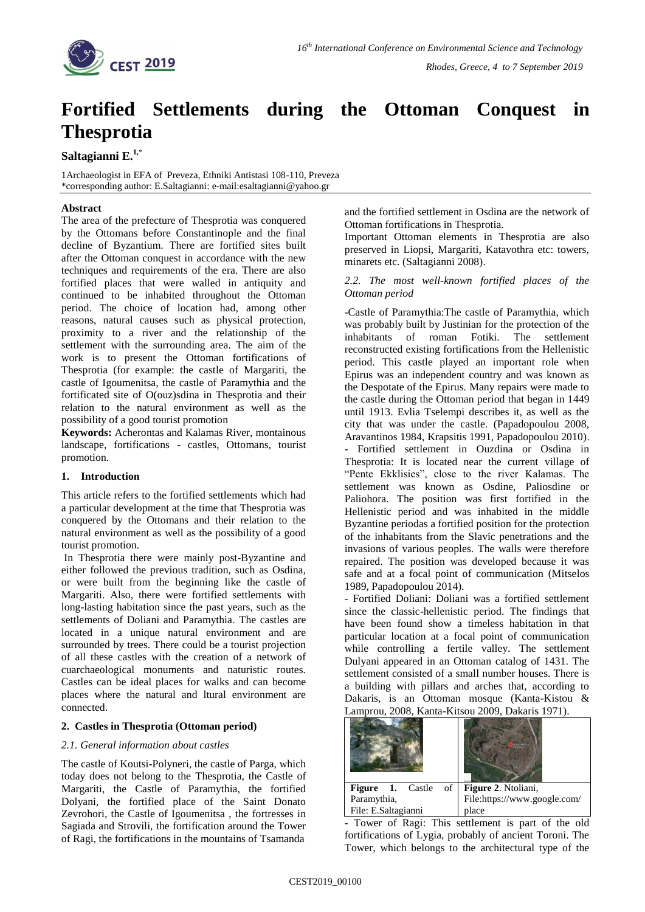# Fortified Settlements during the Ottoman Conquest in Thesprotia

**Saltagianni E.**[1,*]

1Archaeologist in EFA of Preveza, Ethniki Antistasi 108-110, Preveza
*corresponding author: E.Saltagianni: e-mail:esaltagianni@yahoo.gr

**Abstract**

The area of the prefecture of Thesprotia was conquered by the Ottomans before Constantinople and the final decline of Byzantium. There are fortified sites built after the Ottoman conquest in accordance with the new techniques and requirements of the era. There are also fortified places that were walled in antiquity and continued to be inhabited throughout the Ottoman period. The choice of location had, among other reasons, natural causes such as physical protection, proximity to a river and the relationship of the settlement with the surrounding area. The aim of the work is to present the Ottoman fortifications of Thesprotia (for example: the castle of Margariti, the castle of Igoumenitsa, the castle of Paramythia and the fortificated site of O(ouz)sdina in Thesprotia and their relation to the natural environment as well as the possibility of a good tourist promotion

**Keywords:** Acherontas and Kalamas River, montainous landscape, fortifications - castles, Ottomans, tourist promotion.

## 1. Introduction

This article refers to the fortified settlements which had a particular development at the time that Thesprotia was conquered by the Ottomans and their relation to the natural environment as well as the possibility of a good tourist promotion.

In Thesprotia there were mainly post-Byzantine and either followed the previous tradition, such as Osdina, or were built from the beginning like the castle of Margariti. Also, there were fortified settlements with long-lasting habitation since the past years, such as the settlements of Doliani and Paramythia. The castles are located in a unique natural environment and are surrounded by trees. There could be a tourist projection of all these castles with the creation of a network of cuarchaeological monuments and naturistic routes. Castles can be ideal places for walks and can become places where the natural and ltural environment are connected.

## 2. Castles in Thesprotia (Ottoman period)

### *2.1. General information about castles*

The castle of Koutsi-Polyneri, the castle of Parga, which today does not belong to the Thesprotia, the Castle of Margariti, the Castle of Paramythia, the fortified Dolyani, the fortified place of the Saint Donato Zevrohori, the Castle of Igoumenitsa , the fortresses in Sagiada and Strovili, the fortification around the Tower of Ragi, the fortifications in the mountains of Tsamanda and the fortified settlement in Osdina are the network of Ottoman fortifications in Thesprotia.

Important Ottoman elements in Thesprotia are also preserved in Liopsi, Margariti, Katavothra etc: towers, minarets etc. (Saltagianni 2008).

### *2.2. The most well-known fortified places of the Ottoman period*

-Castle of Paramythia:The castle of Paramythia, which was probably built by Justinian for the protection of the inhabitants of roman Fotiki. The settlement reconstructed existing fortifications from the Hellenistic period. This castle played an important role when Epirus was an independent country and was known as the Despotate of the Epirus. Many repairs were made to the castle during the Ottoman period that began in 1449 until 1913. Evlia Tselempi describes it, as well as the city that was under the castle. (Papadopoulou 2008, Aravantinos 1984, Krapsitis 1991, Papadopoulou 2010).

- Fortified settlement in Ouzdina or Osdina in Thesprotia: It is located near the current village of "Pente Ekklisies", close to the river Kalamas. The settlement was known as Osdine, Paliosdine or Paliohora. The position was first fortified in the Hellenistic period and was inhabited in the middle Byzantine periodas a fortified position for the protection of the inhabitants from the Slavic penetrations and the invasions of various peoples. The walls were therefore repaired. The position was developed because it was safe and at a focal point of communication (Mitselos 1989, Papadopoulou 2014).

- Fortified Doliani: Doliani was a fortified settlement since the classic-hellenistic period. The findings that have been found show a timeless habitation in that particular location at a focal point of communication while controlling a fertile valley. The settlement Dulyani appeared in an Ottoman catalog of 1431. The settlement consisted of a small number houses. There is a building with pillars and arches that, according to Dakaris, is an Ottoman mosque (Kanta-Kistou & Lamprou, 2008, Kanta-Kitsou 2009, Dakaris 1971).

**Figure 1.** Castle of Paramythia, File: E.Saltagianni

**Figure 2**. Ntoliani, File:https://www.google.com/place

- Tower of Ragi: This settlement is part of the old fortifications of Lygia, probably of ancient Toroni. The Tower, which belongs to the architectural type of the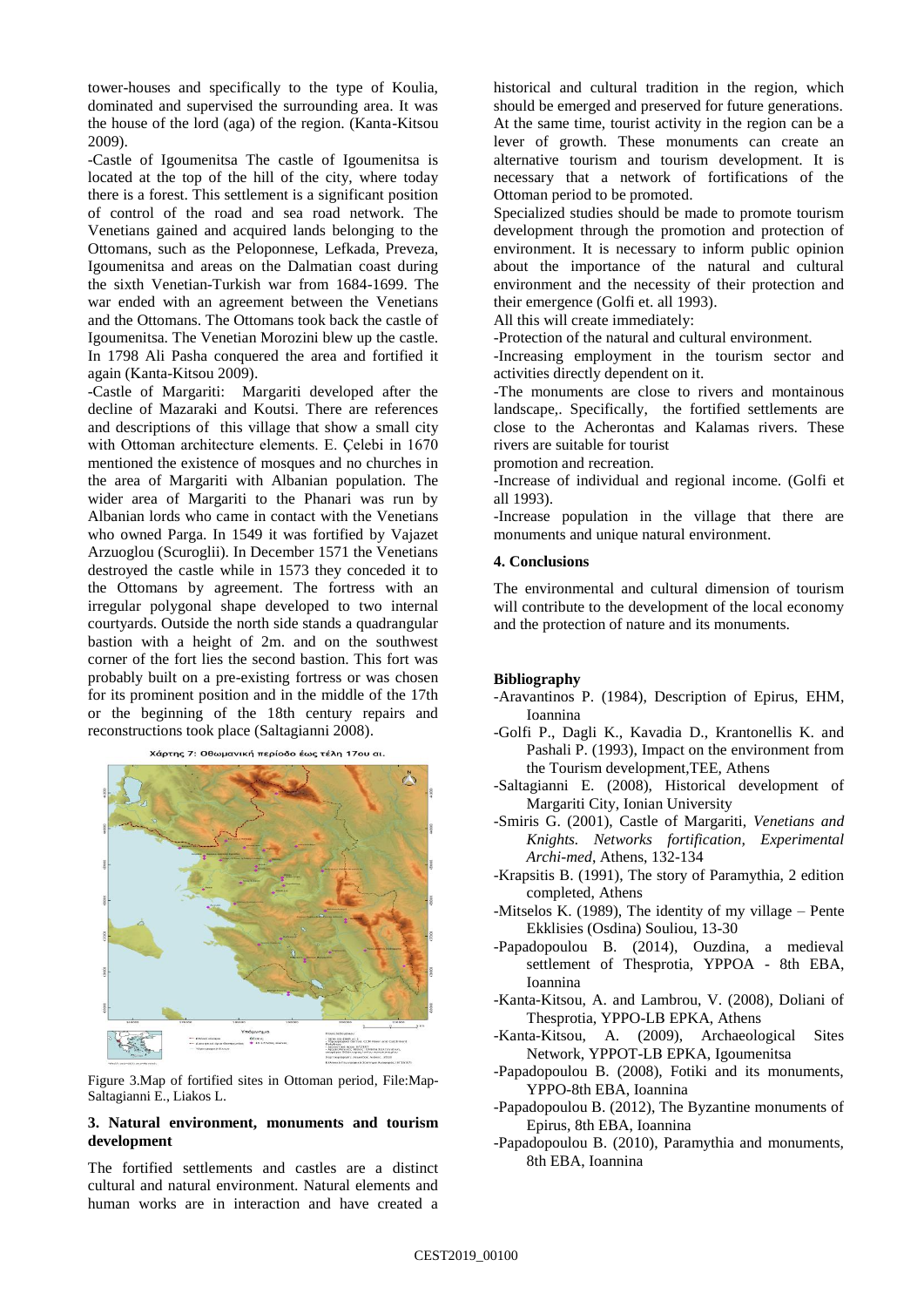tower-houses and specifically to the type of Koulia, dominated and supervised the surrounding area. It was the house of the lord (aga) of the region. (Kanta-Kitsou 2009).

-Castle of Igoumenitsa The castle of Igoumenitsa is located at the top of the hill of the city, where today there is a forest. This settlement is a significant position of control of the road and sea road network. The Venetians gained and acquired lands belonging to the Ottomans, such as the Peloponnese, Lefkada, Preveza, Igoumenitsa and areas on the Dalmatian coast during the sixth Venetian-Turkish war from 1684-1699. The war ended with an agreement between the Venetians and the Ottomans. The Ottomans took back the castle of Igoumenitsa. The Venetian Morozini blew up the castle. In 1798 Ali Pasha conquered the area and fortified it again (Kanta-Kitsou 2009).

-Castle of Margariti: Margariti developed after the decline of Mazaraki and Koutsi. There are references and descriptions of this village that show a small city with Ottoman architecture elements. E. Çelebi in 1670 mentioned the existence of mosques and no churches in the area of Margariti with Albanian population. The wider area of Margariti to the Phanari was run by Albanian lords who came in contact with the Venetians who owned Parga. In 1549 it was fortified by Vajazet Arzuoglou (Scuroglii). In December 1571 the Venetians destroyed the castle while in 1573 they conceded it to the Ottomans by agreement. The fortress with an irregular polygonal shape developed to two internal courtyards. Outside the north side stands a quadrangular bastion with a height of 2m. and on the southwest corner of the fort lies the second bastion. This fort was probably built on a pre-existing fortress or was chosen for its prominent position and in the middle of the 17th or the beginning of the 18th century repairs and reconstructions took place (Saltagianni 2008).

Χάρτης 7: Οθωμανική περίοδο έως τέλη 17ου αι.

Figure 3.Map of fortified sites in Ottoman period, File:Map-Saltagianni E., Liakos L.

## 3. Natural environment, monuments and tourism development

The fortified settlements and castles are a distinct cultural and natural environment. Natural elements and human works are in interaction and have created a historical and cultural tradition in the region, which should be emerged and preserved for future generations. At the same time, tourist activity in the region can be a lever of growth. These monuments can create an alternative tourism and tourism development. It is necessary that a network of fortifications of the Ottoman period to be promoted.

Specialized studies should be made to promote tourism development through the promotion and protection of environment. It is necessary to inform public opinion about the importance of the natural and cultural environment and the necessity of their protection and their emergence (Golfi et. all 1993).

All this will create immediately:

-Protection of the natural and cultural environment.

-Increasing employment in the tourism sector and activities directly dependent on it.

-The monuments are close to rivers and montainous landscape,. Specifically, the fortified settlements are close to the Acherontas and Kalamas rivers. These rivers are suitable for tourist promotion and recreation.

-Increase of individual and regional income. (Golfi et all 1993).

-Increase population in the village that there are monuments and unique natural environment.

## 4. Conclusions

The environmental and cultural dimension of tourism will contribute to the development of the local economy and the protection of nature and its monuments.

## Bibliography

- -Aravantinos P. (1984), Description of Epirus, EHM, Ioannina
- -Golfi P., Dagli K., Kavadia D., Krantonellis K. and Pashali P. (1993), Impact on the environment from the Tourism development,TEE, Athens
- -Saltagianni E. (2008), Historical development of Margariti City, Ionian University
- -Smiris G. (2001), Castle of Margariti, *Venetians and Knights. Networks fortification, Experimental Archi-med*, Athens, 132-134
- -Krapsitis B. (1991), The story of Paramythia, 2 edition completed, Athens
- -Mitselos K. (1989), The identity of my village – Pente Ekklisies (Osdina) Souliou, 13-30
- -Papadopoulou B. (2014), Ouzdina, a medieval settlement of Thesprotia, YPPOA - 8th EBA, Ioannina
- -Kanta-Kitsou, A. and Lambrou, V. (2008), Doliani of Thesprotia, YPPO-LB EPKA, Athens
- -Kanta-Kitsou, A. (2009), Archaeological Sites Network, YPPOT-LB EPKA, Igoumenitsa
- -Papadopoulou B. (2008), Fotiki and its monuments, YPPO-8th EBA, Ioannina
- -Papadopoulou B. (2012), The Byzantine monuments of Epirus, 8th EBA, Ioannina
- -Papadopoulou B. (2010), Paramythia and monuments, 8th EBA, Ioannina